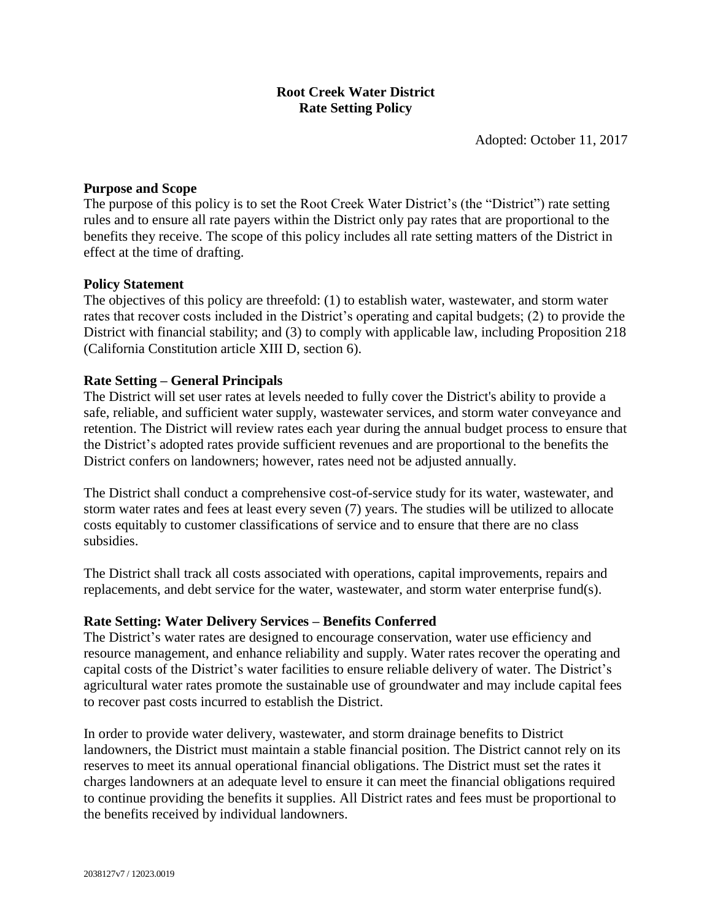# Root Creek Water District
## Rate Setting Policy

Adopted: October 11, 2017

**Purpose and Scope**

The purpose of this policy is to set the Root Creek Water District's (the "District") rate setting rules and to ensure all rate payers within the District only pay rates that are proportional to the benefits they receive. The scope of this policy includes all rate setting matters of the District in effect at the time of drafting.

**Policy Statement**

The objectives of this policy are threefold: (1) to establish water, wastewater, and storm water rates that recover costs included in the District's operating and capital budgets; (2) to provide the District with financial stability; and (3) to comply with applicable law, including Proposition 218 (California Constitution article XIII D, section 6).

**Rate Setting – General Principals**

The District will set user rates at levels needed to fully cover the District's ability to provide a safe, reliable, and sufficient water supply, wastewater services, and storm water conveyance and retention. The District will review rates each year during the annual budget process to ensure that the District's adopted rates provide sufficient revenues and are proportional to the benefits the District confers on landowners; however, rates need not be adjusted annually.

The District shall conduct a comprehensive cost-of-service study for its water, wastewater, and storm water rates and fees at least every seven (7) years. The studies will be utilized to allocate costs equitably to customer classifications of service and to ensure that there are no class subsidies.

The District shall track all costs associated with operations, capital improvements, repairs and replacements, and debt service for the water, wastewater, and storm water enterprise fund(s).

**Rate Setting: Water Delivery Services – Benefits Conferred**

The District's water rates are designed to encourage conservation, water use efficiency and resource management, and enhance reliability and supply. Water rates recover the operating and capital costs of the District's water facilities to ensure reliable delivery of water. The District's agricultural water rates promote the sustainable use of groundwater and may include capital fees to recover past costs incurred to establish the District.

In order to provide water delivery, wastewater, and storm drainage benefits to District landowners, the District must maintain a stable financial position. The District cannot rely on its reserves to meet its annual operational financial obligations. The District must set the rates it charges landowners at an adequate level to ensure it can meet the financial obligations required to continue providing the benefits it supplies. All District rates and fees must be proportional to the benefits received by individual landowners.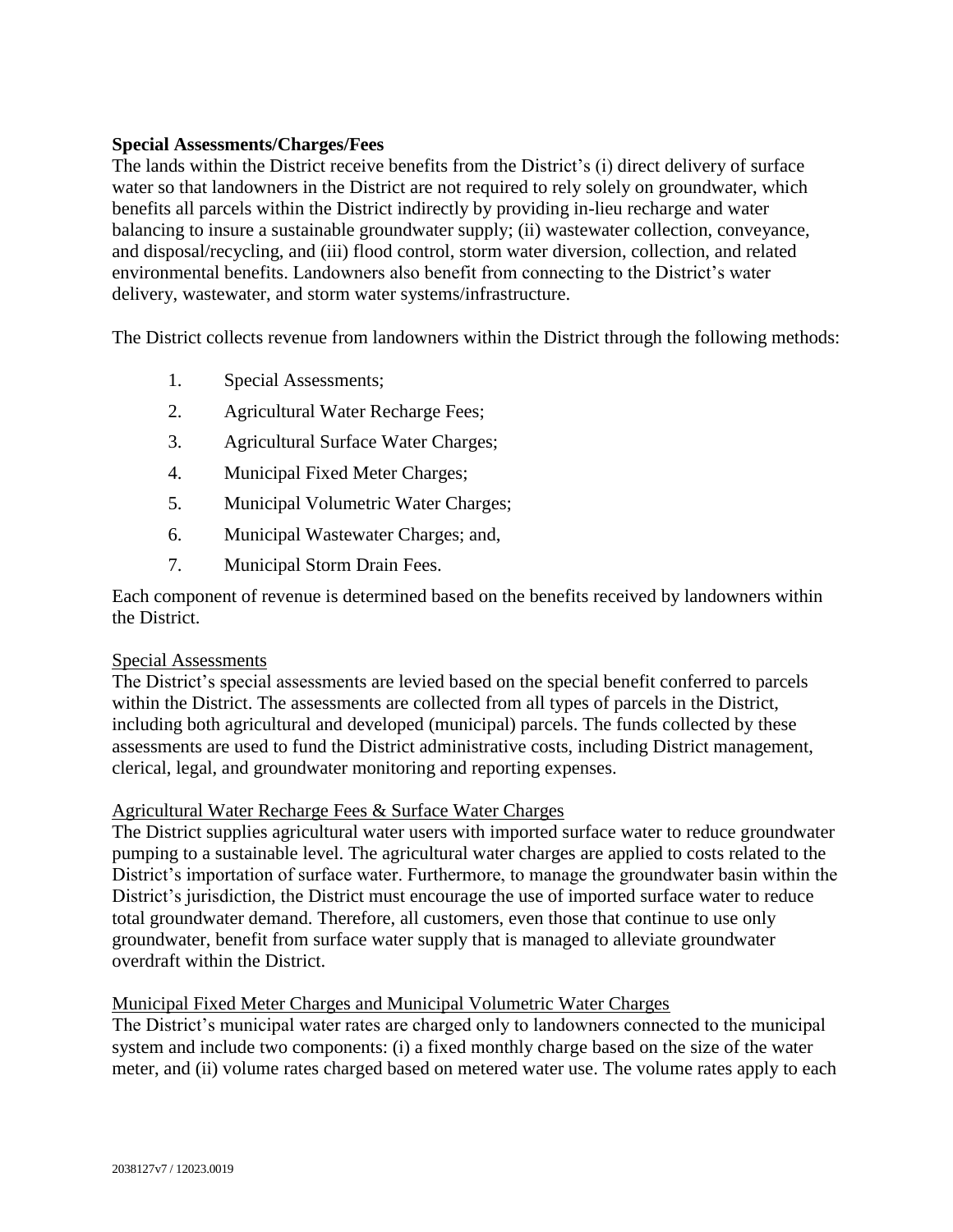**Special Assessments/Charges/Fees**

The lands within the District receive benefits from the District's (i) direct delivery of surface water so that landowners in the District are not required to rely solely on groundwater, which benefits all parcels within the District indirectly by providing in-lieu recharge and water balancing to insure a sustainable groundwater supply; (ii) wastewater collection, conveyance, and disposal/recycling, and (iii) flood control, storm water diversion, collection, and related environmental benefits. Landowners also benefit from connecting to the District's water delivery, wastewater, and storm water systems/infrastructure.

The District collects revenue from landowners within the District through the following methods:

1. Special Assessments;
2. Agricultural Water Recharge Fees;
3. Agricultural Surface Water Charges;
4. Municipal Fixed Meter Charges;
5. Municipal Volumetric Water Charges;
6. Municipal Wastewater Charges; and,
7. Municipal Storm Drain Fees.

Each component of revenue is determined based on the benefits received by landowners within the District.

<u>Special Assessments</u>

The District's special assessments are levied based on the special benefit conferred to parcels within the District. The assessments are collected from all types of parcels in the District, including both agricultural and developed (municipal) parcels. The funds collected by these assessments are used to fund the District administrative costs, including District management, clerical, legal, and groundwater monitoring and reporting expenses.

<u>Agricultural Water Recharge Fees & Surface Water Charges</u>

The District supplies agricultural water users with imported surface water to reduce groundwater pumping to a sustainable level. The agricultural water charges are applied to costs related to the District's importation of surface water. Furthermore, to manage the groundwater basin within the District's jurisdiction, the District must encourage the use of imported surface water to reduce total groundwater demand. Therefore, all customers, even those that continue to use only groundwater, benefit from surface water supply that is managed to alleviate groundwater overdraft within the District.

<u>Municipal Fixed Meter Charges and Municipal Volumetric Water Charges</u>

The District's municipal water rates are charged only to landowners connected to the municipal system and include two components: (i) a fixed monthly charge based on the size of the water meter, and (ii) volume rates charged based on metered water use. The volume rates apply to each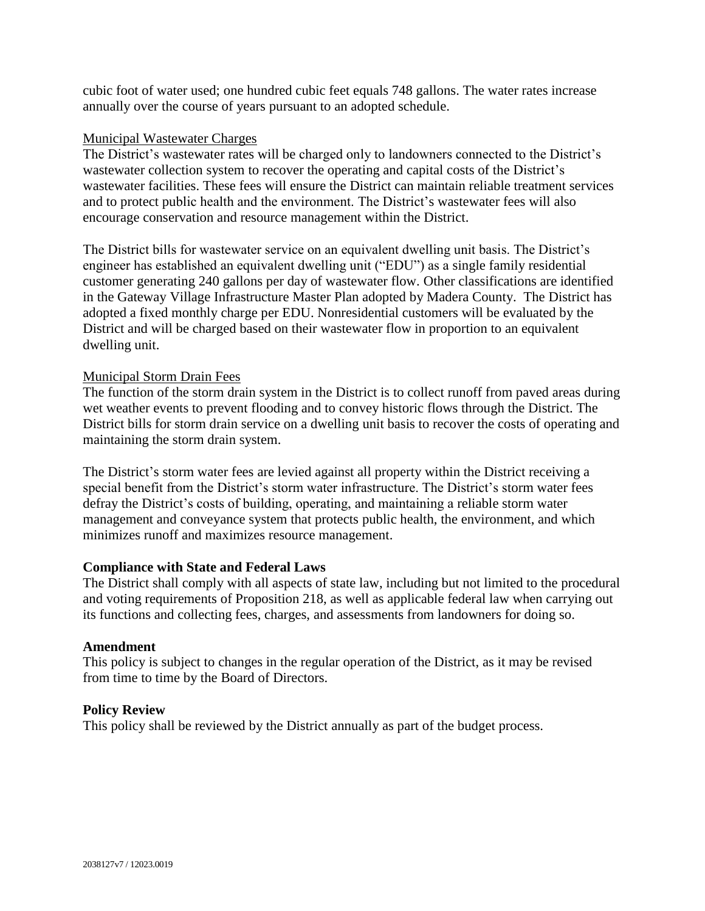cubic foot of water used; one hundred cubic feet equals 748 gallons. The water rates increase annually over the course of years pursuant to an adopted schedule.

Municipal Wastewater Charges

The District's wastewater rates will be charged only to landowners connected to the District's wastewater collection system to recover the operating and capital costs of the District's wastewater facilities. These fees will ensure the District can maintain reliable treatment services and to protect public health and the environment. The District's wastewater fees will also encourage conservation and resource management within the District.

The District bills for wastewater service on an equivalent dwelling unit basis. The District's engineer has established an equivalent dwelling unit ("EDU") as a single family residential customer generating 240 gallons per day of wastewater flow. Other classifications are identified in the Gateway Village Infrastructure Master Plan adopted by Madera County. The District has adopted a fixed monthly charge per EDU. Nonresidential customers will be evaluated by the District and will be charged based on their wastewater flow in proportion to an equivalent dwelling unit.

Municipal Storm Drain Fees

The function of the storm drain system in the District is to collect runoff from paved areas during wet weather events to prevent flooding and to convey historic flows through the District. The District bills for storm drain service on a dwelling unit basis to recover the costs of operating and maintaining the storm drain system.

The District's storm water fees are levied against all property within the District receiving a special benefit from the District's storm water infrastructure. The District's storm water fees defray the District's costs of building, operating, and maintaining a reliable storm water management and conveyance system that protects public health, the environment, and which minimizes runoff and maximizes resource management.

**Compliance with State and Federal Laws**

The District shall comply with all aspects of state law, including but not limited to the procedural and voting requirements of Proposition 218, as well as applicable federal law when carrying out its functions and collecting fees, charges, and assessments from landowners for doing so.

**Amendment**

This policy is subject to changes in the regular operation of the District, as it may be revised from time to time by the Board of Directors.

**Policy Review**

This policy shall be reviewed by the District annually as part of the budget process.

2038127v7 / 12023.0019